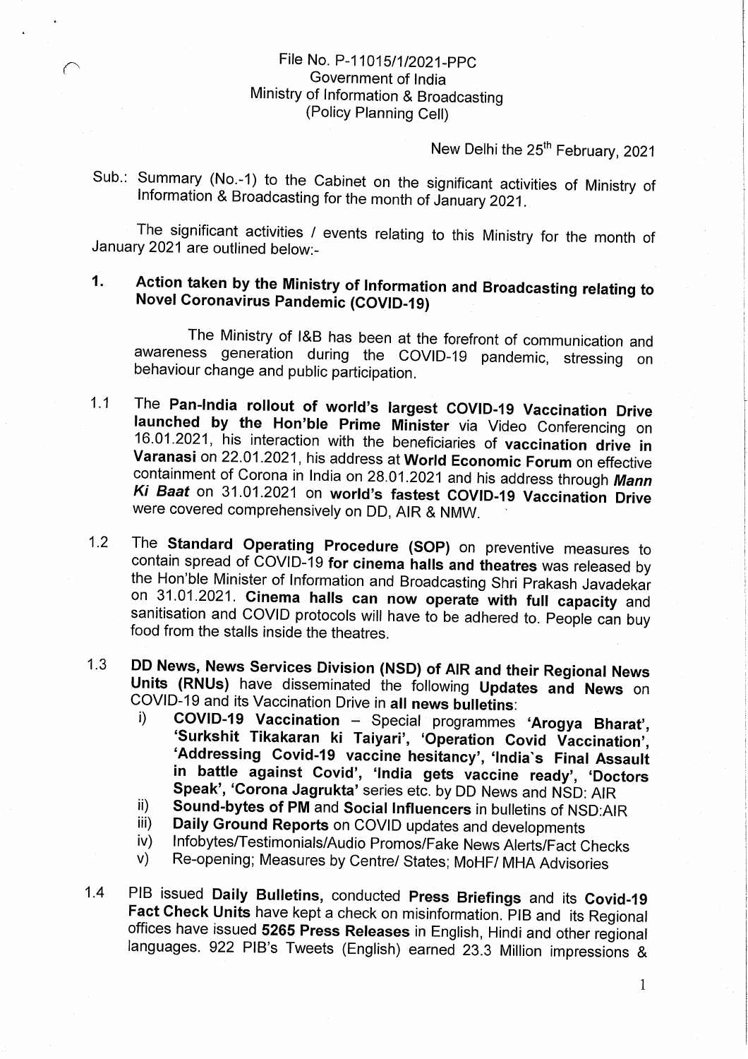File No. P-11015/1/2021-PPC
Government of India
Ministry of Information & Broadcasting
(Policy Planning Cell)

New Delhi the 25th February, 2021

Sub.: Summary (No.-1) to the Cabinet on the significant activities of Ministry of Information & Broadcasting for the month of January 2021.

The significant activities / events relating to this Ministry for the month of January 2021 are outlined below:-

## 1. Action taken by the Ministry of Information and Broadcasting relating to Novel Coronavirus Pandemic (COVID-19)

The Ministry of I&B has been at the forefront of communication and awareness generation during the COVID-19 pandemic, stressing on behaviour change and public participation.

1.1 The **Pan-India rollout of world's largest COVID-19 Vaccination Drive launched by the Hon'ble Prime Minister** via Video Conferencing on 16.01.2021, his interaction with the beneficiaries of **vaccination drive in Varanasi** on 22.01.2021, his address at **World Economic Forum** on effective containment of Corona in India on 28.01.2021 and his address through ***Mann Ki Baat*** on 31.01.2021 on **world's fastest COVID-19 Vaccination Drive** were covered comprehensively on DD, AIR & NMW.

1.2 The **Standard Operating Procedure (SOP)** on preventive measures to contain spread of COVID-19 **for cinema halls and theatres** was released by the Hon'ble Minister of Information and Broadcasting Shri Prakash Javadekar on 31.01.2021. **Cinema halls can now operate with full capacity** and sanitisation and COVID protocols will have to be adhered to. People can buy food from the stalls inside the theatres.

1.3 **DD News, News Services Division (NSD) of AIR and their Regional News Units (RNUs)** have disseminated the following **Updates and News** on COVID-19 and its Vaccination Drive in **all news bulletins**:

i) **COVID-19 Vaccination** – Special programmes **'Arogya Bharat', 'Surkshit Tikakaran ki Taiyari', 'Operation Covid Vaccination', 'Addressing Covid-19 vaccine hesitancy', 'India's Final Assault in battle against Covid', 'India gets vaccine ready', 'Doctors Speak', 'Corona Jagrukta'** series etc. by DD News and NSD: AIR

ii) **Sound-bytes of PM** and **Social Influencers** in bulletins of NSD:AIR

iii) **Daily Ground Reports** on COVID updates and developments

iv) Infobytes/Testimonials/Audio Promos/Fake News Alerts/Fact Checks

v) Re-opening; Measures by Centre/ States; MoHF/ MHA Advisories

1.4 PIB issued **Daily Bulletins,** conducted **Press Briefings** and its **Covid-19 Fact Check Units** have kept a check on misinformation. PIB and its Regional offices have issued **5265 Press Releases** in English, Hindi and other regional languages. 922 PIB's Tweets (English) earned 23.3 Million impressions &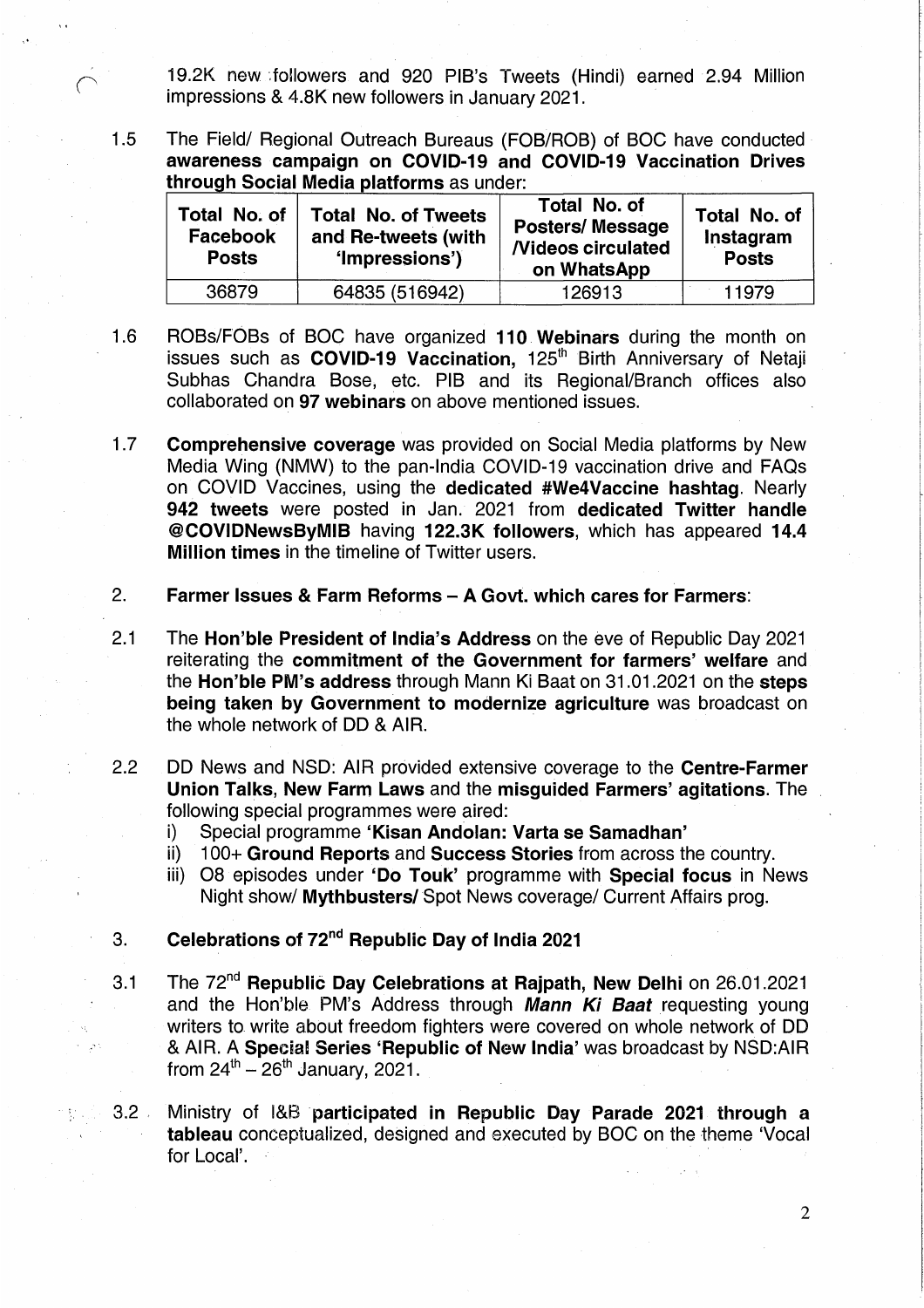19.2K new followers and 920 PIB's Tweets (Hindi) earned 2.94 Million impressions & 4.8K new followers in January 2021.

1.5 The Field/ Regional Outreach Bureaus (FOB/ROB) of BOC have conducted **awareness campaign on COVID-19 and COVID-19 Vaccination Drives through Social Media platforms** as under:

| Total No. of Facebook Posts | Total No. of Tweets and Re-tweets (with 'Impressions') | Total No. of Posters/ Message /Videos circulated on WhatsApp | Total No. of Instagram Posts |
|---|---|---|---|
| 36879 | 64835 (516942) | 126913 | 11979 |

1.6 ROBs/FOBs of BOC have organized **110 Webinars** during the month on issues such as **COVID-19 Vaccination,** 125th Birth Anniversary of Netaji Subhas Chandra Bose, etc. PIB and its Regional/Branch offices also collaborated on **97 webinars** on above mentioned issues.

1.7 **Comprehensive coverage** was provided on Social Media platforms by New Media Wing (NMW) to the pan-India COVID-19 vaccination drive and FAQs on COVID Vaccines, using the **dedicated #We4Vaccine hashtag**. Nearly **942 tweets** were posted in Jan. 2021 from **dedicated Twitter handle @COVIDNewsByMIB** having **122.3K followers**, which has appeared **14.4 Million times** in the timeline of Twitter users.

## 2. Farmer Issues & Farm Reforms – A Govt. which cares for Farmers:

2.1 The **Hon'ble President of India's Address** on the eve of Republic Day 2021 reiterating the **commitment of the Government for farmers' welfare** and the **Hon'ble PM's address** through Mann Ki Baat on 31.01.2021 on the **steps being taken by Government to modernize agriculture** was broadcast on the whole network of DD & AIR.

2.2 DD News and NSD: AIR provided extensive coverage to the **Centre-Farmer Union Talks, New Farm Laws** and the **misguided Farmers' agitations**. The following special programmes were aired:

i) Special programme **'Kisan Andolan: Varta se Samadhan'**
ii) 100+ **Ground Reports** and **Success Stories** from across the country.
iii) 08 episodes under **'Do Touk'** programme with **Special focus** in News Night show/ **Mythbusters/** Spot News coverage/ Current Affairs prog.

## 3. Celebrations of 72nd Republic Day of India 2021

3.1 The 72nd **Republic Day Celebrations at Rajpath, New Delhi** on 26.01.2021 and the Hon'ble PM's Address through ***Mann Ki Baat*** requesting young writers to write about freedom fighters were covered on whole network of DD & AIR. A **Special Series 'Republic of New India'** was broadcast by NSD:AIR from 24th – 26th January, 2021.

3.2 Ministry of I&B **participated in Republic Day Parade 2021 through a tableau** conceptualized, designed and executed by BOC on the theme 'Vocal for Local'.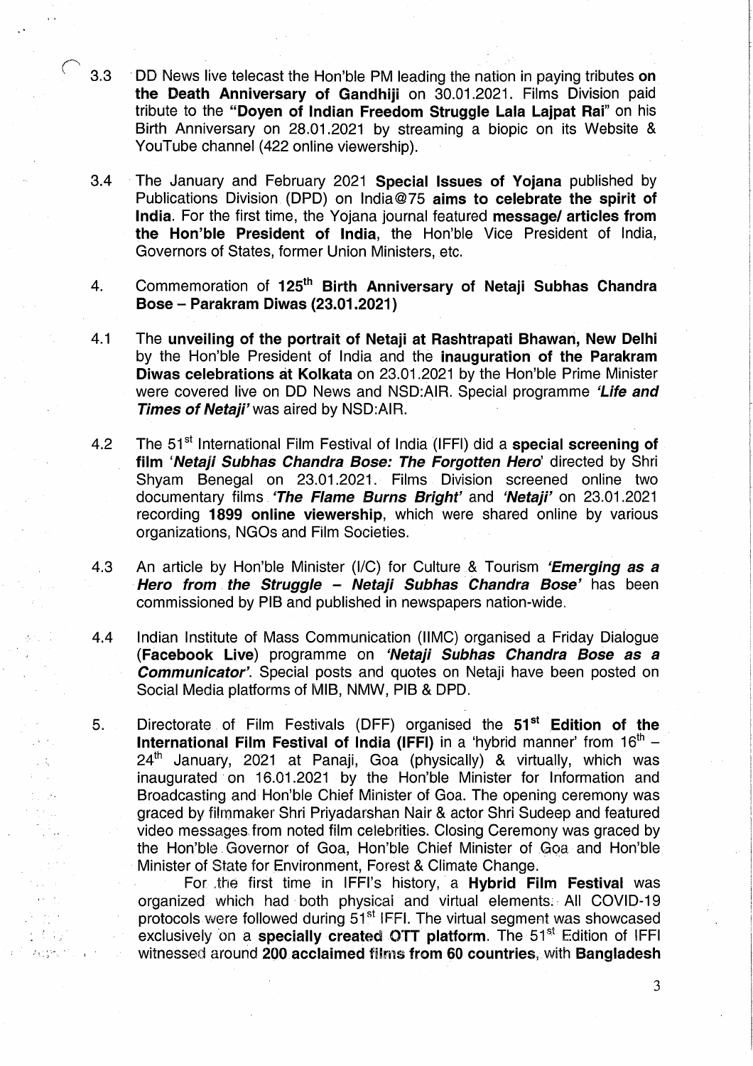3.3 DD News live telecast the Hon'ble PM leading the nation in paying tributes **on the Death Anniversary of Gandhiji** on 30.01.2021. Films Division paid tribute to the **"Doyen of Indian Freedom Struggle Lala Lajpat Rai"** on his Birth Anniversary on 28.01.2021 by streaming a biopic on its Website & YouTube channel (422 online viewership).

3.4 The January and February 2021 **Special Issues of Yojana** published by Publications Division (DPD) on India@75 **aims to celebrate the spirit of India**. For the first time, the Yojana journal featured **message/ articles from the Hon'ble President of India**, the Hon'ble Vice President of India, Governors of States, former Union Ministers, etc.

4. Commemoration of **125th Birth Anniversary of Netaji Subhas Chandra Bose – Parakram Diwas (23.01.2021)**

4.1 The **unveiling of the portrait of Netaji at Rashtrapati Bhawan, New Delhi** by the Hon'ble President of India and the **inauguration of the Parakram Diwas celebrations at Kolkata** on 23.01.2021 by the Hon'ble Prime Minister were covered live on DD News and NSD:AIR. Special programme ***'Life and Times of Netaji'*** was aired by NSD:AIR.

4.2 The 51st International Film Festival of India (IFFI) did a **special screening of film *'Netaji Subhas Chandra Bose: The Forgotten Hero*'** directed by Shri Shyam Benegal on 23.01.2021. Films Division screened online two documentary films ***'The Flame Burns Bright'*** and ***'Netaji'*** on 23.01.2021 recording **1899 online viewership**, which were shared online by various organizations, NGOs and Film Societies.

4.3 An article by Hon'ble Minister (I/C) for Culture & Tourism ***'Emerging as a Hero from the Struggle – Netaji Subhas Chandra Bose'*** has been commissioned by PIB and published in newspapers nation-wide.

4.4 Indian Institute of Mass Communication (IIMC) organised a Friday Dialogue (**Facebook Live**) programme on ***'Netaji Subhas Chandra Bose as a Communicator'***. Special posts and quotes on Netaji have been posted on Social Media platforms of MIB, NMW, PIB & DPD.

5. Directorate of Film Festivals (DFF) organised the **51st Edition of the International Film Festival of India (IFFI)** in a 'hybrid manner' from 16th – 24th January, 2021 at Panaji, Goa (physically) & virtually, which was inaugurated on 16.01.2021 by the Hon'ble Minister for Information and Broadcasting and Hon'ble Chief Minister of Goa. The opening ceremony was graced by filmmaker Shri Priyadarshan Nair & actor Shri Sudeep and featured video messages from noted film celebrities. Closing Ceremony was graced by the Hon'ble Governor of Goa, Hon'ble Chief Minister of Goa and Hon'ble Minister of State for Environment, Forest & Climate Change.

For the first time in IFFI's history, a **Hybrid Film Festival** was organized which had both physical and virtual elements. All COVID-19 protocols were followed during 51st IFFI. The virtual segment was showcased exclusively on a **specially created OTT platform**. The 51st Edition of IFFI witnessed around **200 acclaimed films from 60 countries**, with **Bangladesh**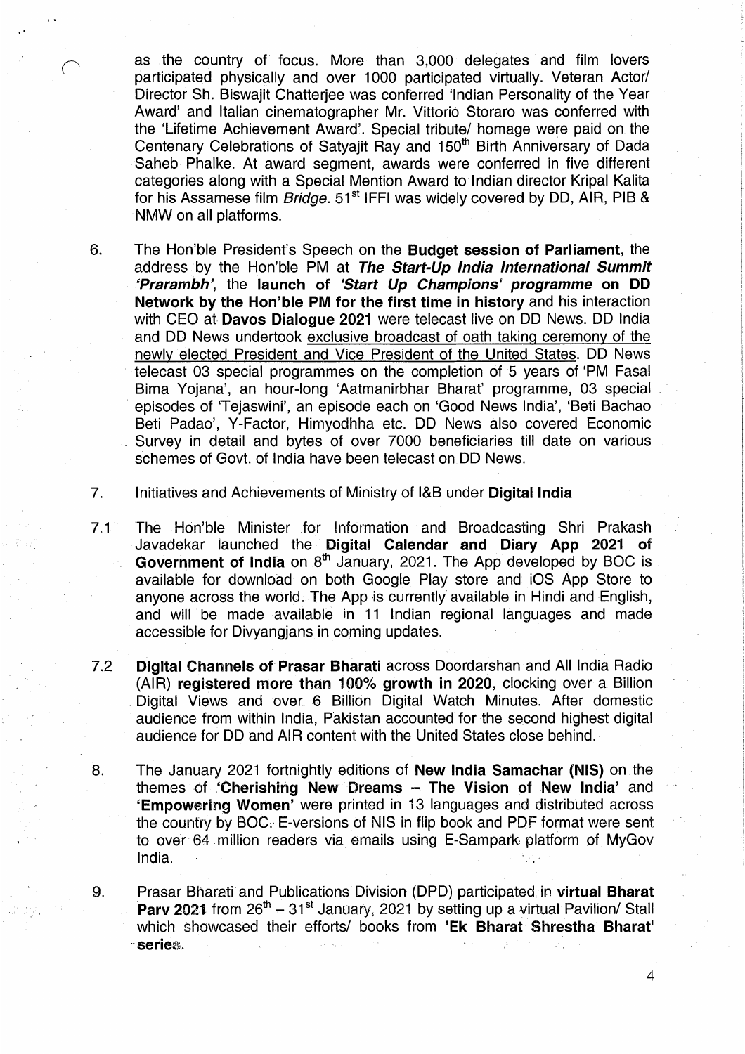as the country of focus. More than 3,000 delegates and film lovers participated physically and over 1000 participated virtually. Veteran Actor/ Director Sh. Biswajit Chatterjee was conferred 'Indian Personality of the Year Award' and Italian cinematographer Mr. Vittorio Storaro was conferred with the 'Lifetime Achievement Award'. Special tribute/ homage were paid on the Centenary Celebrations of Satyajit Ray and 150th Birth Anniversary of Dada Saheb Phalke. At award segment, awards were conferred in five different categories along with a Special Mention Award to Indian director Kripal Kalita for his Assamese film *Bridge*. 51st IFFI was widely covered by DD, AIR, PIB & NMW on all platforms.

6. The Hon'ble President's Speech on the **Budget session of Parliament**, the address by the Hon'ble PM at ***The Start-Up India International Summit 'Prarambh'***, the **launch of *'Start Up Champions'* programme on DD Network by the Hon'ble PM for the first time in history** and his interaction with CEO at **Davos Dialogue 2021** were telecast live on DD News. DD India and DD News undertook exclusive broadcast of oath taking ceremony of the newly elected President and Vice President of the United States. DD News telecast 03 special programmes on the completion of 5 years of 'PM Fasal Bima Yojana', an hour-long 'Aatmanirbhar Bharat' programme, 03 special episodes of 'Tejaswini', an episode each on 'Good News India', 'Beti Bachao Beti Padao', Y-Factor, Himyodhha etc. DD News also covered Economic Survey in detail and bytes of over 7000 beneficiaries till date on various schemes of Govt. of India have been telecast on DD News.

7. Initiatives and Achievements of Ministry of I&B under **Digital India**

7.1 The Hon'ble Minister for Information and Broadcasting Shri Prakash Javadekar launched the **Digital Calendar and Diary App 2021 of Government of India** on 8th January, 2021. The App developed by BOC is available for download on both Google Play store and iOS App Store to anyone across the world. The App is currently available in Hindi and English, and will be made available in 11 Indian regional languages and made accessible for Divyangjans in coming updates.

7.2 **Digital Channels of Prasar Bharati** across Doordarshan and All India Radio (AIR) **registered more than 100% growth in 2020**, clocking over a Billion Digital Views and over 6 Billion Digital Watch Minutes. After domestic audience from within India, Pakistan accounted for the second highest digital audience for DD and AIR content with the United States close behind.

8. The January 2021 fortnightly editions of **New India Samachar (NIS)** on the themes of **'Cherishing New Dreams – The Vision of New India'** and **'Empowering Women'** were printed in 13 languages and distributed across the country by BOC. E-versions of NIS in flip book and PDF format were sent to over 64 million readers via emails using E-Sampark platform of MyGov India.

9. Prasar Bharati and Publications Division (DPD) participated in **virtual Bharat Parv 2021** from 26th – 31st January, 2021 by setting up a virtual Pavilion/ Stall which showcased their efforts/ books from **'Ek Bharat Shrestha Bharat' series**.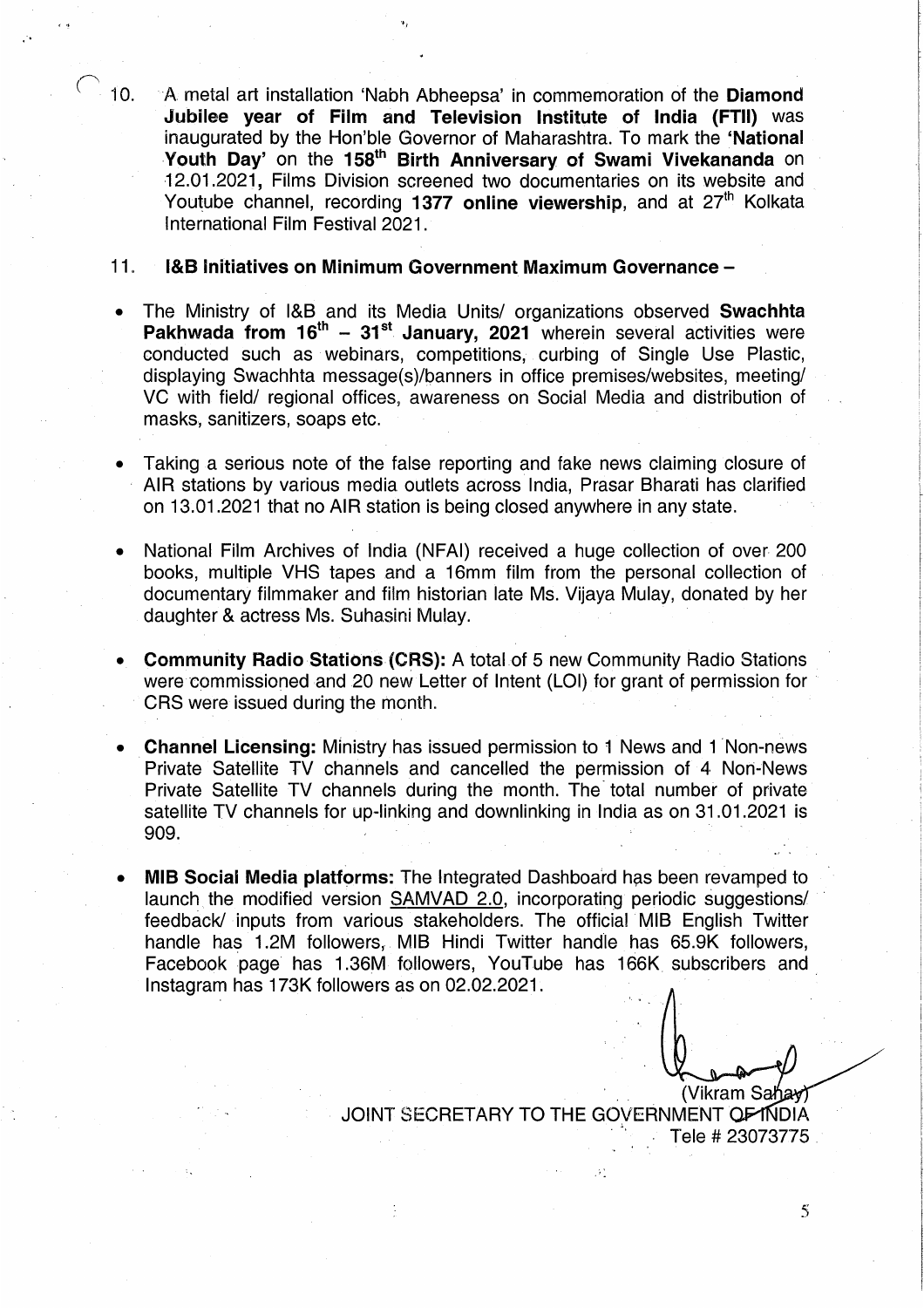10. A metal art installation 'Nabh Abheepsa' in commemoration of the **Diamond Jubilee year of Film and Television Institute of India (FTII)** was inaugurated by the Hon'ble Governor of Maharashtra. To mark the **'National Youth Day'** on the **158th Birth Anniversary of Swami Vivekananda** on 12.01.2021, Films Division screened two documentaries on its website and Youtube channel, recording **1377 online viewership**, and at 27th Kolkata International Film Festival 2021.

11. **I&B Initiatives on Minimum Government Maximum Governance –**

- The Ministry of I&B and its Media Units/ organizations observed **Swachhta Pakhwada from 16th – 31st January, 2021** wherein several activities were conducted such as webinars, competitions, curbing of Single Use Plastic, displaying Swachhta message(s)/banners in office premises/websites, meeting/ VC with field/ regional offices, awareness on Social Media and distribution of masks, sanitizers, soaps etc.

- Taking a serious note of the false reporting and fake news claiming closure of AIR stations by various media outlets across India, Prasar Bharati has clarified on 13.01.2021 that no AIR station is being closed anywhere in any state.

- National Film Archives of India (NFAI) received a huge collection of over 200 books, multiple VHS tapes and a 16mm film from the personal collection of documentary filmmaker and film historian late Ms. Vijaya Mulay, donated by her daughter & actress Ms. Suhasini Mulay.

- **Community Radio Stations (CRS):** A total of 5 new Community Radio Stations were commissioned and 20 new Letter of Intent (LOI) for grant of permission for CRS were issued during the month.

- **Channel Licensing:** Ministry has issued permission to 1 News and 1 Non-news Private Satellite TV channels and cancelled the permission of 4 Non-News Private Satellite TV channels during the month. The total number of private satellite TV channels for up-linking and downlinking in India as on 31.01.2021 is 909.

- **MIB Social Media platforms:** The Integrated Dashboard has been revamped to launch the modified version SAMVAD 2.0, incorporating periodic suggestions/ feedback/ inputs from various stakeholders. The official MIB English Twitter handle has 1.2M followers, MIB Hindi Twitter handle has 65.9K followers, Facebook page has 1.36M followers, YouTube has 166K subscribers and Instagram has 173K followers as on 02.02.2021.

(Vikram Sahay)
JOINT SECRETARY TO THE GOVERNMENT OF INDIA
Tele # 23073775